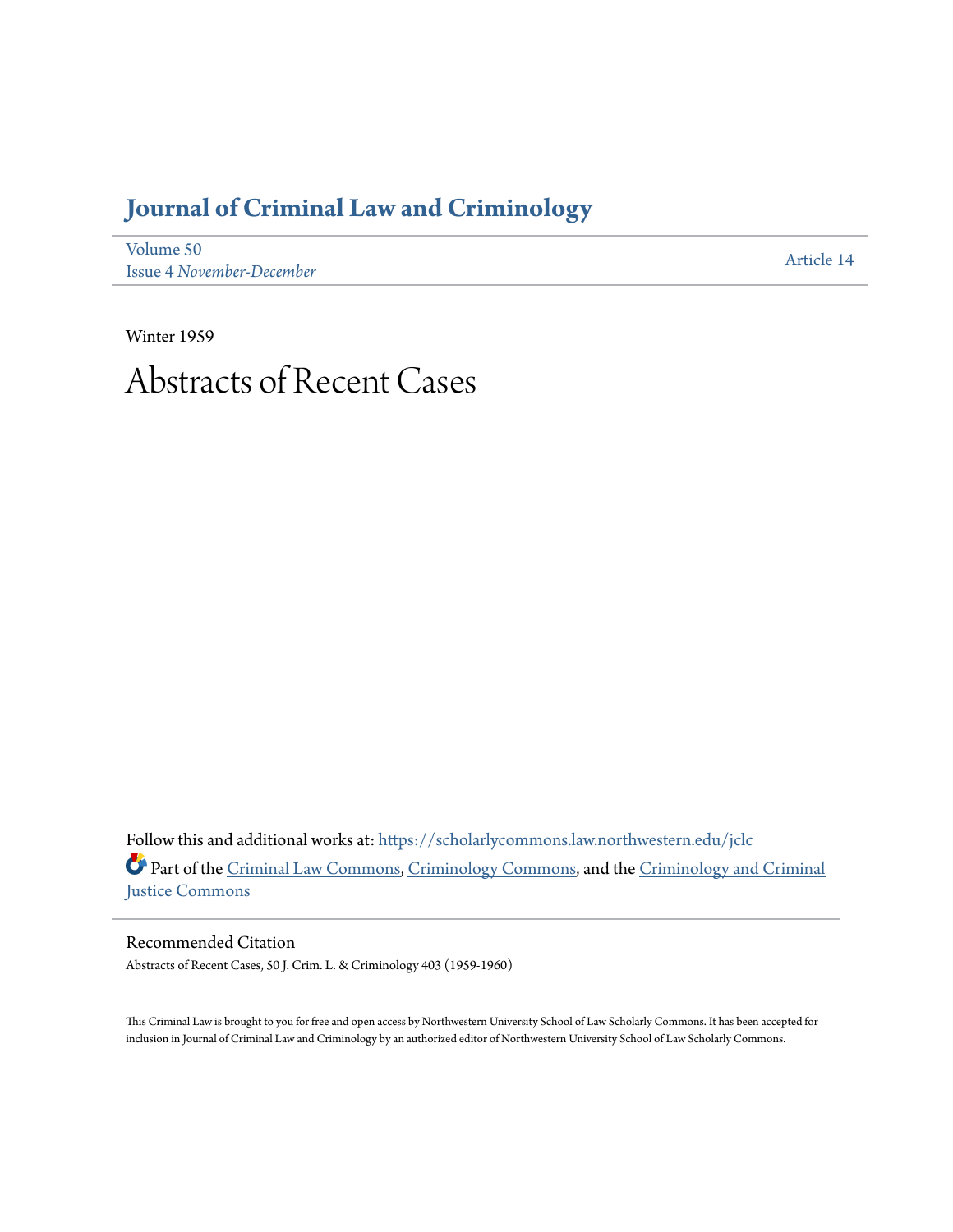# Journal of Criminal Law and Criminology

Volume 50
Issue 4 *November-December*

Article 14

Winter 1959

# Abstracts of Recent Cases

Follow this and additional works at: https://scholarlycommons.law.northwestern.edu/jclc

Part of the Criminal Law Commons, Criminology Commons, and the Criminology and Criminal Justice Commons

## Recommended Citation

Abstracts of Recent Cases, 50 J. Crim. L. & Criminology 403 (1959-1960)

This Criminal Law is brought to you for free and open access by Northwestern University School of Law Scholarly Commons. It has been accepted for inclusion in Journal of Criminal Law and Criminology by an authorized editor of Northwestern University School of Law Scholarly Commons.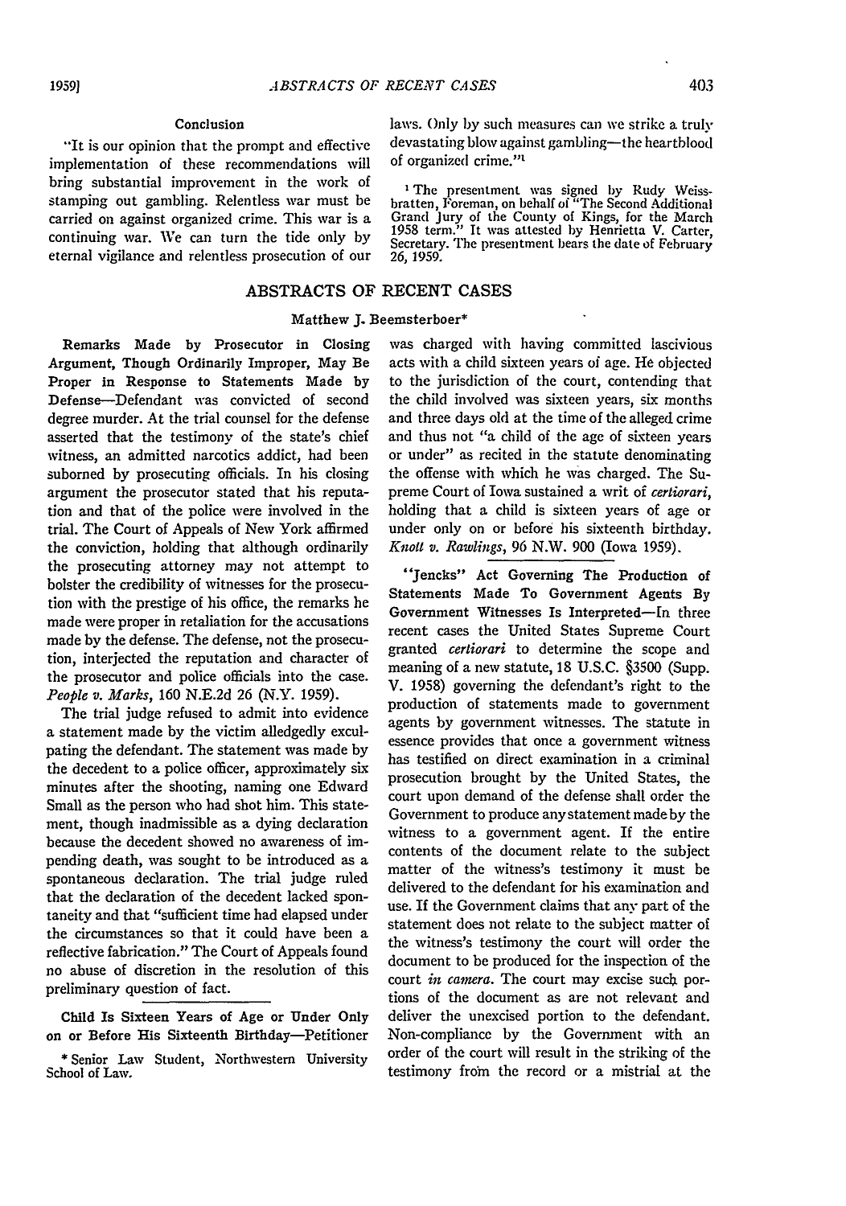#### Conclusion

"It is our opinion that the prompt and effective implementation of these recommendations will bring substantial improvement in the work of stamping out gambling. Relentless war must be carried on against organized crime. This war is a continuing war. We can turn the tide only by eternal vigilance and relentless prosecution of our laws. Only by such measures can we strike a truly devastating blow against gambling—the heartblood of organized crime."[1]

[1] The presentment was signed by Rudy Weissbratten, Foreman, on behalf of "The Second Additional Grand Jury of the County of Kings, for the March 1958 term." It was attested by Henrietta V. Carter, Secretary. The presentment bears the date of February 26, 1959.

## ABSTRACTS OF RECENT CASES

### Matthew J. Beemsterboer*

**Remarks Made by Prosecutor in Closing Argument, Though Ordinarily Improper, May Be Proper in Response to Statements Made by Defense**—Defendant was convicted of second degree murder. At the trial counsel for the defense asserted that the testimony of the state's chief witness, an admitted narcotics addict, had been suborned by prosecuting officials. In his closing argument the prosecutor stated that his reputation and that of the police were involved in the trial. The Court of Appeals of New York affirmed the conviction, holding that although ordinarily the prosecuting attorney may not attempt to bolster the credibility of witnesses for the prosecution with the prestige of his office, the remarks he made were proper in retaliation for the accusations made by the defense. The defense, not the prosecution, interjected the reputation and character of the prosecutor and police officials into the case. *People v. Marks*, 160 N.E.2d 26 (N.Y. 1959).

The trial judge refused to admit into evidence a statement made by the victim alledgedly exculpating the defendant. The statement was made by the decedent to a police officer, approximately six minutes after the shooting, naming one Edward Small as the person who had shot him. This statement, though inadmissible as a dying declaration because the decedent showed no awareness of impending death, was sought to be introduced as a spontaneous declaration. The trial judge ruled that the declaration of the decedent lacked spontaneity and that "sufficient time had elapsed under the circumstances so that it could have been a reflective fabrication." The Court of Appeals found no abuse of discretion in the resolution of this preliminary question of fact.

**Child Is Sixteen Years of Age or Under Only on or Before His Sixteenth Birthday**—Petitioner was charged with having committed lascivious acts with a child sixteen years of age. He objected to the jurisdiction of the court, contending that the child involved was sixteen years, six months and three days old at the time of the alleged crime and thus not "a child of the age of sixteen years or under" as recited in the statute denominating the offense with which he was charged. The Supreme Court of Iowa sustained a writ of *certiorari*, holding that a child is sixteen years of age or under only on or before his sixteenth birthday. *Knott v. Rawlings*, 96 N.W. 900 (Iowa 1959).

**"Jencks" Act Governing The Production of Statements Made To Government Agents By Government Witnesses Is Interpreted**—In three recent cases the United States Supreme Court granted *certiorari* to determine the scope and meaning of a new statute, 18 U.S.C. §3500 (Supp. V. 1958) governing the defendant's right to the production of statements made to government agents by government witnesses. The statute in essence provides that once a government witness has testified on direct examination in a criminal prosecution brought by the United States, the court upon demand of the defense shall order the Government to produce any statement made by the witness to a government agent. If the entire contents of the document relate to the subject matter of the witness's testimony it must be delivered to the defendant for his examination and use. If the Government claims that any part of the statement does not relate to the subject matter of the witness's testimony the court will order the document to be produced for the inspection of the court *in camera*. The court may excise such portions of the document as are not relevant and deliver the unexcised portion to the defendant. Non-compliance by the Government with an order of the court will result in the striking of the testimony from the record or a mistrial at the

\* Senior Law Student, Northwestern University School of Law.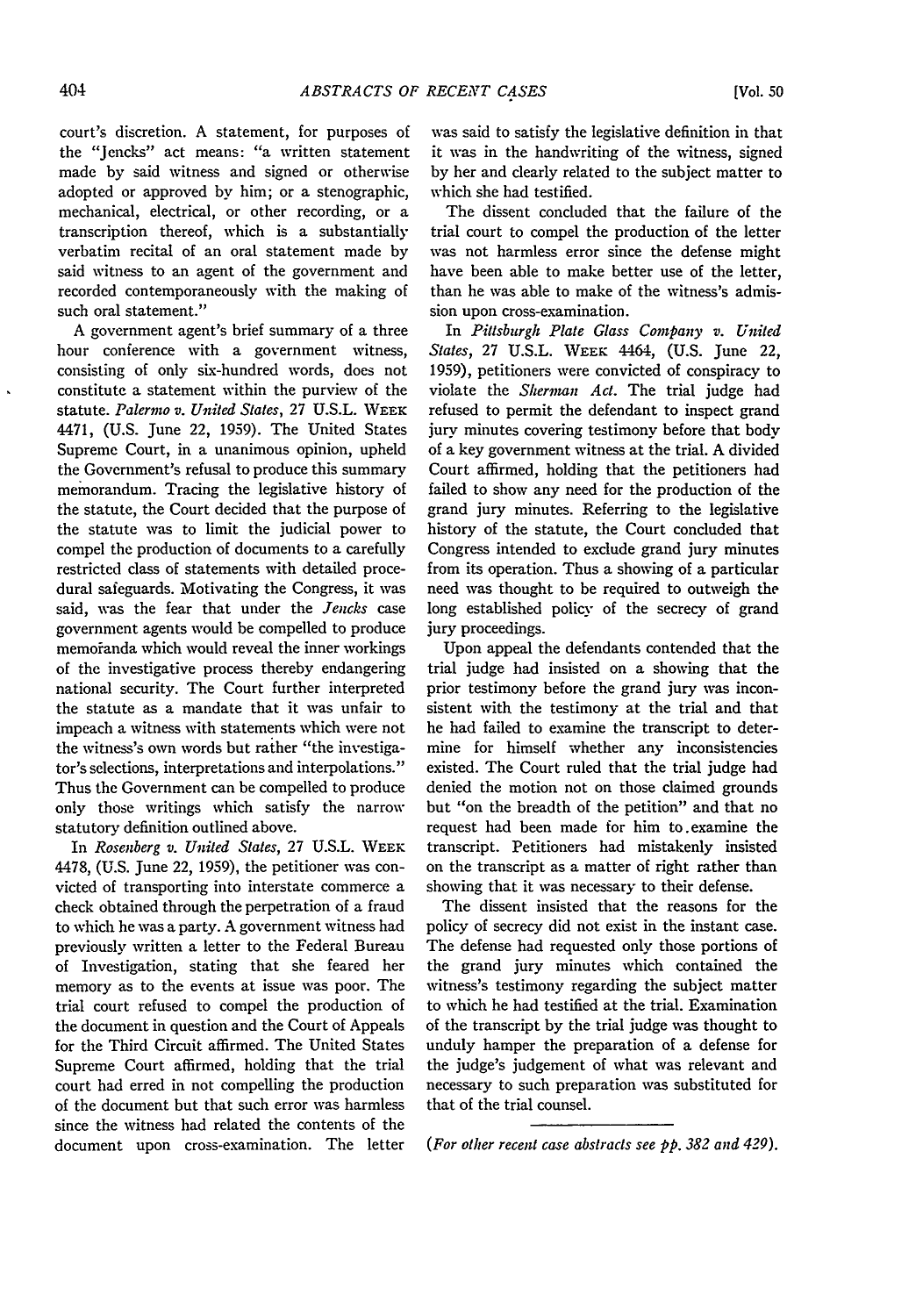court's discretion. A statement, for purposes of the "Jencks" act means: "a written statement made by said witness and signed or otherwise adopted or approved by him; or a stenographic, mechanical, electrical, or other recording, or a transcription thereof, which is a substantially verbatim recital of an oral statement made by said witness to an agent of the government and recorded contemporaneously with the making of such oral statement."

A government agent's brief summary of a three hour conference with a government witness, consisting of only six-hundred words, does not constitute a statement within the purview of the statute. *Palermo v. United States*, 27 U.S.L. Week 4471, (U.S. June 22, 1959). The United States Supreme Court, in a unanimous opinion, upheld the Government's refusal to produce this summary memorandum. Tracing the legislative history of the statute, the Court decided that the purpose of the statute was to limit the judicial power to compel the production of documents to a carefully restricted class of statements with detailed procedural safeguards. Motivating the Congress, it was said, was the fear that under the *Jencks* case government agents would be compelled to produce memoranda which would reveal the inner workings of the investigative process thereby endangering national security. The Court further interpreted the statute as a mandate that it was unfair to impeach a witness with statements which were not the witness's own words but rather "the investigator's selections, interpretations and interpolations." Thus the Government can be compelled to produce only those writings which satisfy the narrow statutory definition outlined above.

In *Rosenberg v. United States*, 27 U.S.L. Week 4478, (U.S. June 22, 1959), the petitioner was convicted of transporting into interstate commerce a check obtained through the perpetration of a fraud to which he was a party. A government witness had previously written a letter to the Federal Bureau of Investigation, stating that she feared her memory as to the events at issue was poor. The trial court refused to compel the production of the document in question and the Court of Appeals for the Third Circuit affirmed. The United States Supreme Court affirmed, holding that the trial court had erred in not compelling the production of the document but that such error was harmless since the witness had related the contents of the document upon cross-examination. The letter was said to satisfy the legislative definition in that it was in the handwriting of the witness, signed by her and clearly related to the subject matter to which she had testified.

The dissent concluded that the failure of the trial court to compel the production of the letter was not harmless error since the defense might have been able to make better use of the letter, than he was able to make of the witness's admission upon cross-examination.

In *Pittsburgh Plate Glass Company v. United States*, 27 U.S.L. Week 4464, (U.S. June 22, 1959), petitioners were convicted of conspiracy to violate the *Sherman Act*. The trial judge had refused to permit the defendant to inspect grand jury minutes covering testimony before that body of a key government witness at the trial. A divided Court affirmed, holding that the petitioners had failed to show any need for the production of the grand jury minutes. Referring to the legislative history of the statute, the Court concluded that Congress intended to exclude grand jury minutes from its operation. Thus a showing of a particular need was thought to be required to outweigh the long established policy of the secrecy of grand jury proceedings.

Upon appeal the defendants contended that the trial judge had insisted on a showing that the prior testimony before the grand jury was inconsistent with the testimony at the trial and that he had failed to examine the transcript to determine for himself whether any inconsistencies existed. The Court ruled that the trial judge had denied the motion not on those claimed grounds but "on the breadth of the petition" and that no request had been made for him to examine the transcript. Petitioners had mistakenly insisted on the transcript as a matter of right rather than showing that it was necessary to their defense.

The dissent insisted that the reasons for the policy of secrecy did not exist in the instant case. The defense had requested only those portions of the grand jury minutes which contained the witness's testimony regarding the subject matter to which he had testified at the trial. Examination of the transcript by the trial judge was thought to unduly hamper the preparation of a defense for the judge's judgement of what was relevant and necessary to such preparation was substituted for that of the trial counsel.

---

*(For other recent case abstracts see pp. 382 and 429).*